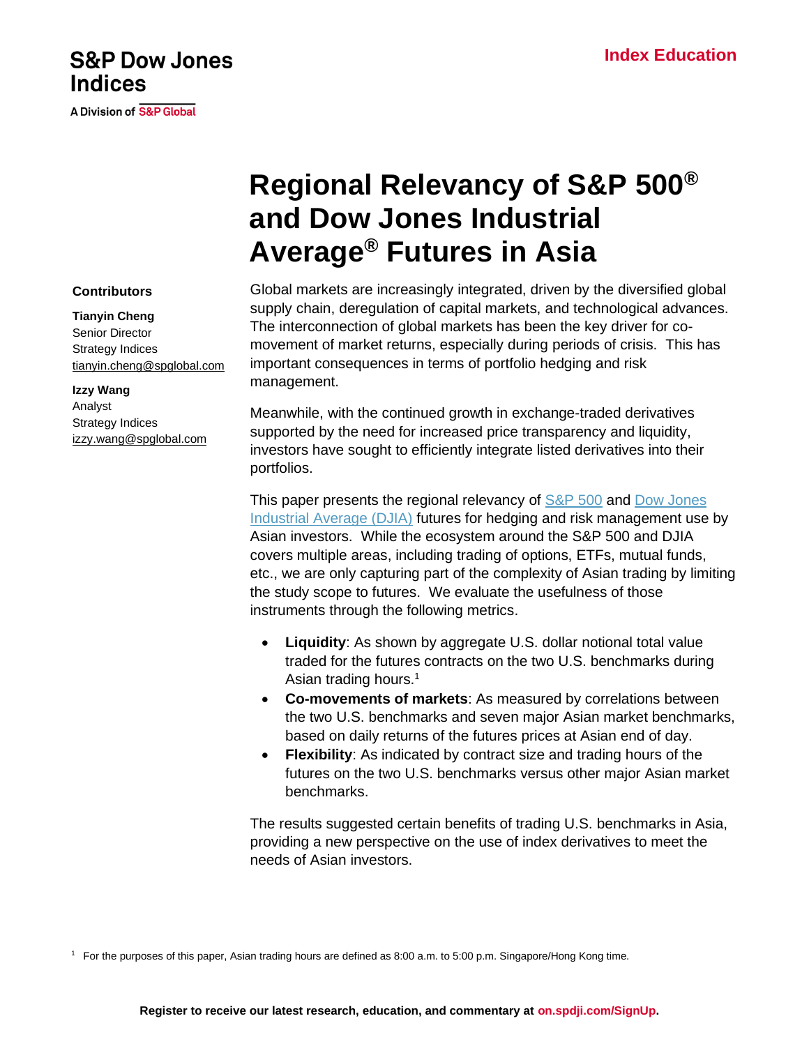S&P Dow Jones Indices

A Division of S&P Global

Index Education

# Regional Relevancy of S&P 500® and Dow Jones Industrial Average® Futures in Asia

**Contributors**

**Tianyin Cheng**
Senior Director
Strategy Indices
tianyin.cheng@spglobal.com

**Izzy Wang**
Analyst
Strategy Indices
izzy.wang@spglobal.com

Global markets are increasingly integrated, driven by the diversified global supply chain, deregulation of capital markets, and technological advances. The interconnection of global markets has been the key driver for co-movement of market returns, especially during periods of crisis. This has important consequences in terms of portfolio hedging and risk management.

Meanwhile, with the continued growth in exchange-traded derivatives supported by the need for increased price transparency and liquidity, investors have sought to efficiently integrate listed derivatives into their portfolios.

This paper presents the regional relevancy of S&P 500 and Dow Jones Industrial Average (DJIA) futures for hedging and risk management use by Asian investors. While the ecosystem around the S&P 500 and DJIA covers multiple areas, including trading of options, ETFs, mutual funds, etc., we are only capturing part of the complexity of Asian trading by limiting the study scope to futures. We evaluate the usefulness of those instruments through the following metrics.

- **Liquidity**: As shown by aggregate U.S. dollar notional total value traded for the futures contracts on the two U.S. benchmarks during Asian trading hours.[1]
- **Co-movements of markets**: As measured by correlations between the two U.S. benchmarks and seven major Asian market benchmarks, based on daily returns of the futures prices at Asian end of day.
- **Flexibility**: As indicated by contract size and trading hours of the futures on the two U.S. benchmarks versus other major Asian market benchmarks.

The results suggested certain benefits of trading U.S. benchmarks in Asia, providing a new perspective on the use of index derivatives to meet the needs of Asian investors.

[1] For the purposes of this paper, Asian trading hours are defined as 8:00 a.m. to 5:00 p.m. Singapore/Hong Kong time.

Register to receive our latest research, education, and commentary at on.spdji.com/SignUp.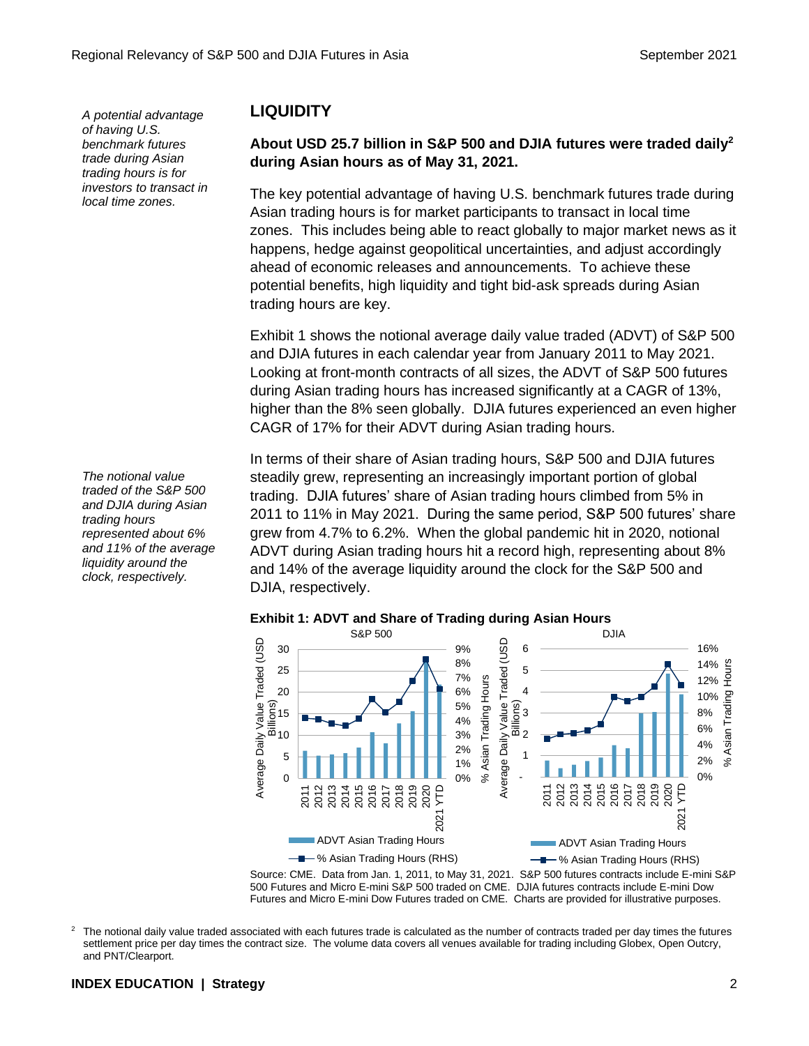*A potential advantage of having U.S. benchmark futures trade during Asian trading hours is for investors to transact in local time zones.*

## LIQUIDITY

**About USD 25.7 billion in S&P 500 and DJIA futures were traded daily[2] during Asian hours as of May 31, 2021.**

The key potential advantage of having U.S. benchmark futures trade during Asian trading hours is for market participants to transact in local time zones. This includes being able to react globally to major market news as it happens, hedge against geopolitical uncertainties, and adjust accordingly ahead of economic releases and announcements. To achieve these potential benefits, high liquidity and tight bid-ask spreads during Asian trading hours are key.

Exhibit 1 shows the notional average daily value traded (ADVT) of S&P 500 and DJIA futures in each calendar year from January 2011 to May 2021. Looking at front-month contracts of all sizes, the ADVT of S&P 500 futures during Asian trading hours has increased significantly at a CAGR of 13%, higher than the 8% seen globally. DJIA futures experienced an even higher CAGR of 17% for their ADVT during Asian trading hours.

*The notional value traded of the S&P 500 and DJIA during Asian trading hours represented about 6% and 11% of the average liquidity around the clock, respectively.*

In terms of their share of Asian trading hours, S&P 500 and DJIA futures steadily grew, representing an increasingly important portion of global trading. DJIA futures' share of Asian trading hours climbed from 5% in 2011 to 11% in May 2021. During the same period, S&P 500 futures' share grew from 4.7% to 6.2%. When the global pandemic hit in 2020, notional ADVT during Asian trading hours hit a record high, representing about 8% and 14% of the average liquidity around the clock for the S&P 500 and DJIA, respectively.

**Exhibit 1: ADVT and Share of Trading during Asian Hours**

Source: CME. Data from Jan. 1, 2011, to May 31, 2021. S&P 500 futures contracts include E-mini S&P 500 Futures and Micro E-mini S&P 500 traded on CME. DJIA futures contracts include E-mini Dow Futures and Micro E-mini Dow Futures traded on CME. Charts are provided for illustrative purposes.

[2] The notional daily value traded associated with each futures trade is calculated as the number of contracts traded per day times the futures settlement price per day times the contract size. The volume data covers all venues available for trading including Globex, Open Outcry, and PNT/Clearport.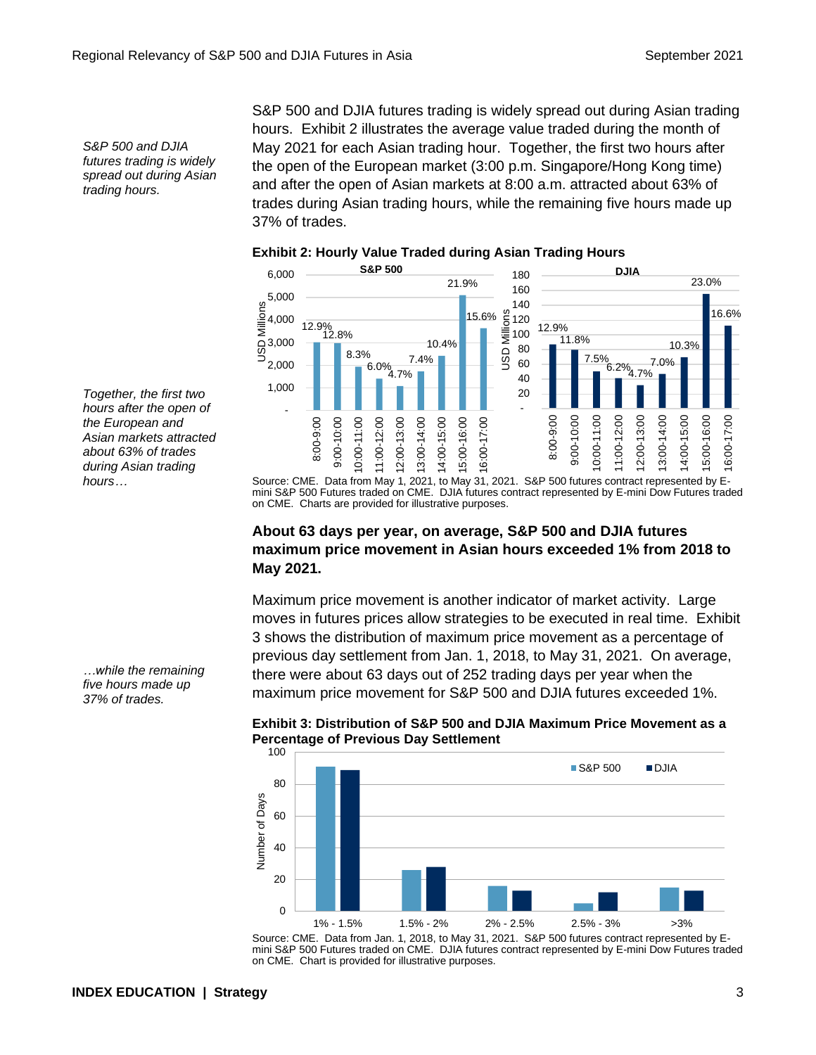*S&P 500 and DJIA futures trading is widely spread out during Asian trading hours.*

S&P 500 and DJIA futures trading is widely spread out during Asian trading hours. Exhibit 2 illustrates the average value traded during the month of May 2021 for each Asian trading hour. Together, the first two hours after the open of the European market (3:00 p.m. Singapore/Hong Kong time) and after the open of Asian markets at 8:00 a.m. attracted about 63% of trades during Asian trading hours, while the remaining five hours made up 37% of trades.

*Together, the first two hours after the open of the European and Asian markets attracted about 63% of trades during Asian trading hours…*

*…while the remaining five hours made up 37% of trades.*

**Exhibit 2: Hourly Value Traded during Asian Trading Hours**

Source: CME. Data from May 1, 2021, to May 31, 2021. S&P 500 futures contract represented by E-mini S&P 500 Futures traded on CME. DJIA futures contract represented by E-mini Dow Futures traded on CME. Charts are provided for illustrative purposes.

### About 63 days per year, on average, S&P 500 and DJIA futures maximum price movement in Asian hours exceeded 1% from 2018 to May 2021.

Maximum price movement is another indicator of market activity. Large moves in futures prices allow strategies to be executed in real time. Exhibit 3 shows the distribution of maximum price movement as a percentage of previous day settlement from Jan. 1, 2018, to May 31, 2021. On average, there were about 63 days out of 252 trading days per year when the maximum price movement for S&P 500 and DJIA futures exceeded 1%.

**Exhibit 3: Distribution of S&P 500 and DJIA Maximum Price Movement as a Percentage of Previous Day Settlement**

Source: CME. Data from Jan. 1, 2018, to May 31, 2021. S&P 500 futures contract represented by E-mini S&P 500 Futures traded on CME. DJIA futures contract represented by E-mini Dow Futures traded on CME. Chart is provided for illustrative purposes.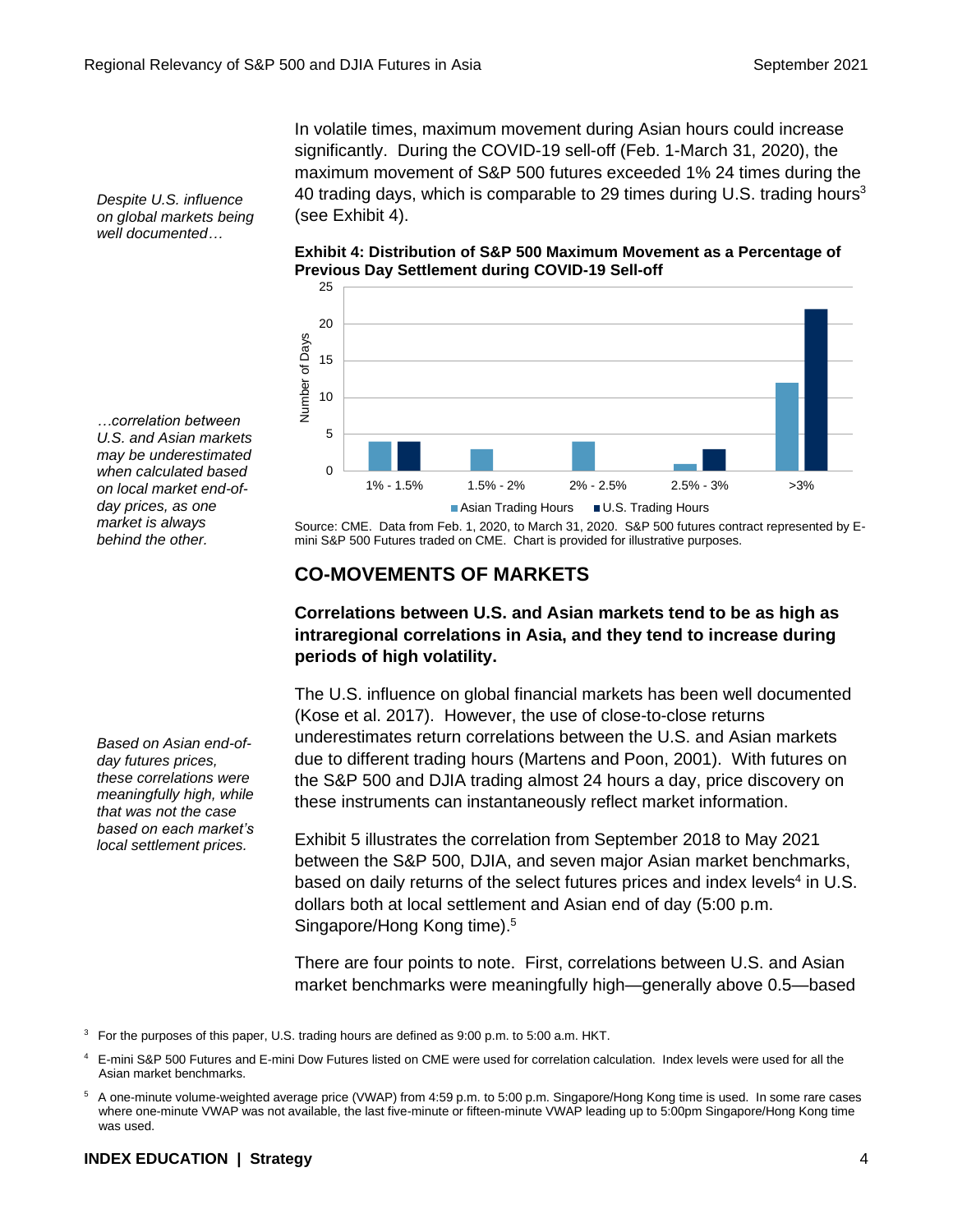In volatile times, maximum movement during Asian hours could increase significantly. During the COVID-19 sell-off (Feb. 1-March 31, 2020), the maximum movement of S&P 500 futures exceeded 1% 24 times during the 40 trading days, which is comparable to 29 times during U.S. trading hours[3] (see Exhibit 4).

*Despite U.S. influence on global markets being well documented…*

**Exhibit 4: Distribution of S&P 500 Maximum Movement as a Percentage of Previous Day Settlement during COVID-19 Sell-off**

| Maximum Movement | Asian Trading Hours (Number of Days) | U.S. Trading Hours (Number of Days) |
|---|---|---|
| 1% - 1.5% | 4 | 4 |
| 1.5% - 2% | 3 | 0 |
| 2% - 2.5% | 4 | 0 |
| 2.5% - 3% | 1 | 3 |
| >3% | 12 | 22 |

Source: CME. Data from Feb. 1, 2020, to March 31, 2020. S&P 500 futures contract represented by E-mini S&P 500 Futures traded on CME. Chart is provided for illustrative purposes.

*…correlation between U.S. and Asian markets may be underestimated when calculated based on local market end-of-day prices, as one market is always behind the other.*

## CO-MOVEMENTS OF MARKETS

**Correlations between U.S. and Asian markets tend to be as high as intraregional correlations in Asia, and they tend to increase during periods of high volatility.**

The U.S. influence on global financial markets has been well documented (Kose et al. 2017). However, the use of close-to-close returns underestimates return correlations between the U.S. and Asian markets due to different trading hours (Martens and Poon, 2001). With futures on the S&P 500 and DJIA trading almost 24 hours a day, price discovery on these instruments can instantaneously reflect market information.

*Based on Asian end-of-day futures prices, these correlations were meaningfully high, while that was not the case based on each market's local settlement prices.*

Exhibit 5 illustrates the correlation from September 2018 to May 2021 between the S&P 500, DJIA, and seven major Asian market benchmarks, based on daily returns of the select futures prices and index levels[4] in U.S. dollars both at local settlement and Asian end of day (5:00 p.m. Singapore/Hong Kong time).[5]

There are four points to note. First, correlations between U.S. and Asian market benchmarks were meaningfully high—generally above 0.5—based

[3] For the purposes of this paper, U.S. trading hours are defined as 9:00 p.m. to 5:00 a.m. HKT.

[4] E-mini S&P 500 Futures and E-mini Dow Futures listed on CME were used for correlation calculation. Index levels were used for all the Asian market benchmarks.

[5] A one-minute volume-weighted average price (VWAP) from 4:59 p.m. to 5:00 p.m. Singapore/Hong Kong time is used. In some rare cases where one-minute VWAP was not available, the last five-minute or fifteen-minute VWAP leading up to 5:00pm Singapore/Hong Kong time was used.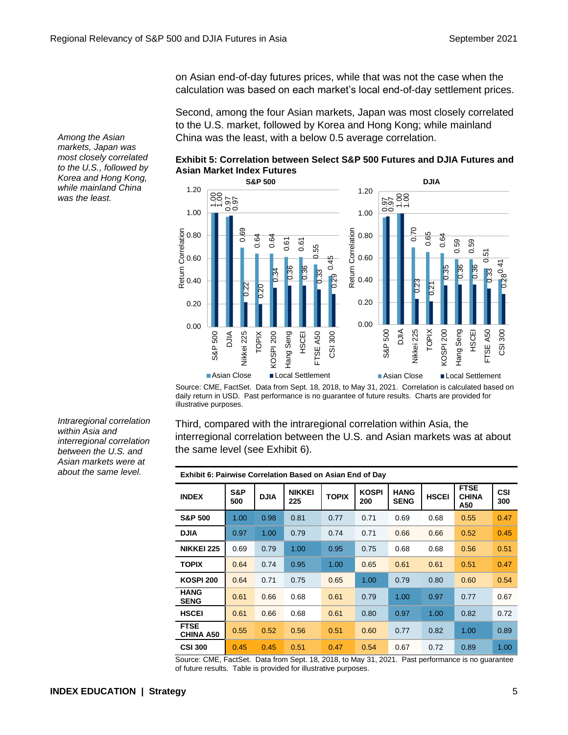on Asian end-of-day futures prices, while that was not the case when the calculation was based on each market's local end-of-day settlement prices.

*Among the Asian markets, Japan was most closely correlated to the U.S., followed by Korea and Hong Kong, while mainland China was the least.*

Second, among the four Asian markets, Japan was most closely correlated to the U.S. market, followed by Korea and Hong Kong; while mainland China was the least, with a below 0.5 average correlation.

**Exhibit 5: Correlation between Select S&P 500 Futures and DJIA Futures and Asian Market Index Futures**

**S&P 500**

| Index | Asian Close | Local Settlement |
|---|---|---|
| S&P 500 | 1.00 | 1.00 |
| DJIA | 0.97 | 0.97 |
| Nikkei 225 | 0.69 | 0.22 |
| TOPIX | 0.64 | 0.20 |
| KOSPI 200 | 0.64 | 0.34 |
| Hang Seng | 0.61 | 0.36 |
| HSCEI | 0.61 | 0.36 |
| FTSE A50 | 0.55 | 0.33 |
| CSI 300 | 0.45 | 0.29 |

**DJIA**

| Index | Asian Close | Local Settlement |
|---|---|---|
| S&P 500 | 0.97 | 0.97 |
| DJIA | 1.00 | 1.00 |
| Nikkei 225 | 0.70 | 0.23 |
| TOPIX | 0.65 | 0.21 |
| KOSPI 200 | 0.64 | 0.35 |
| Hang Seng | 0.59 | 0.36 |
| HSCEI | 0.59 | 0.36 |
| FTSE A50 | 0.51 | 0.33 |
| CSI 300 | 0.41 | 0.28 |

Source: CME, FactSet. Data from Sept. 18, 2018, to May 31, 2021. Correlation is calculated based on daily return in USD. Past performance is no guarantee of future results. Charts are provided for illustrative purposes.

*Intraregional correlation within Asia and interregional correlation between the U.S. and Asian markets were at about the same level.*

Third, compared with the intraregional correlation within Asia, the interregional correlation between the U.S. and Asian markets was at about the same level (see Exhibit 6).

**Exhibit 6: Pairwise Correlation Based on Asian End of Day**

| INDEX | S&P 500 | DJIA | NIKKEI 225 | TOPIX | KOSPI 200 | HANG SENG | HSCEI | FTSE CHINA A50 | CSI 300 |
|---|---|---|---|---|---|---|---|---|---|
| **S&P 500** | 1.00 | 0.98 | 0.81 | 0.77 | 0.71 | 0.69 | 0.68 | 0.55 | 0.47 |
| **DJIA** | 0.97 | 1.00 | 0.79 | 0.74 | 0.71 | 0.66 | 0.66 | 0.52 | 0.45 |
| **NIKKEI 225** | 0.69 | 0.79 | 1.00 | 0.95 | 0.75 | 0.68 | 0.68 | 0.56 | 0.51 |
| **TOPIX** | 0.64 | 0.74 | 0.95 | 1.00 | 0.65 | 0.61 | 0.61 | 0.51 | 0.47 |
| **KOSPI 200** | 0.64 | 0.71 | 0.75 | 0.65 | 1.00 | 0.79 | 0.80 | 0.60 | 0.54 |
| **HANG SENG** | 0.61 | 0.66 | 0.68 | 0.61 | 0.79 | 1.00 | 0.97 | 0.77 | 0.67 |
| **HSCEI** | 0.61 | 0.66 | 0.68 | 0.61 | 0.80 | 0.97 | 1.00 | 0.82 | 0.72 |
| **FTSE CHINA A50** | 0.55 | 0.52 | 0.56 | 0.51 | 0.60 | 0.77 | 0.82 | 1.00 | 0.89 |
| **CSI 300** | 0.45 | 0.45 | 0.51 | 0.47 | 0.54 | 0.67 | 0.72 | 0.89 | 1.00 |

Source: CME, FactSet. Data from Sept. 18, 2018, to May 31, 2021. Past performance is no guarantee of future results. Table is provided for illustrative purposes.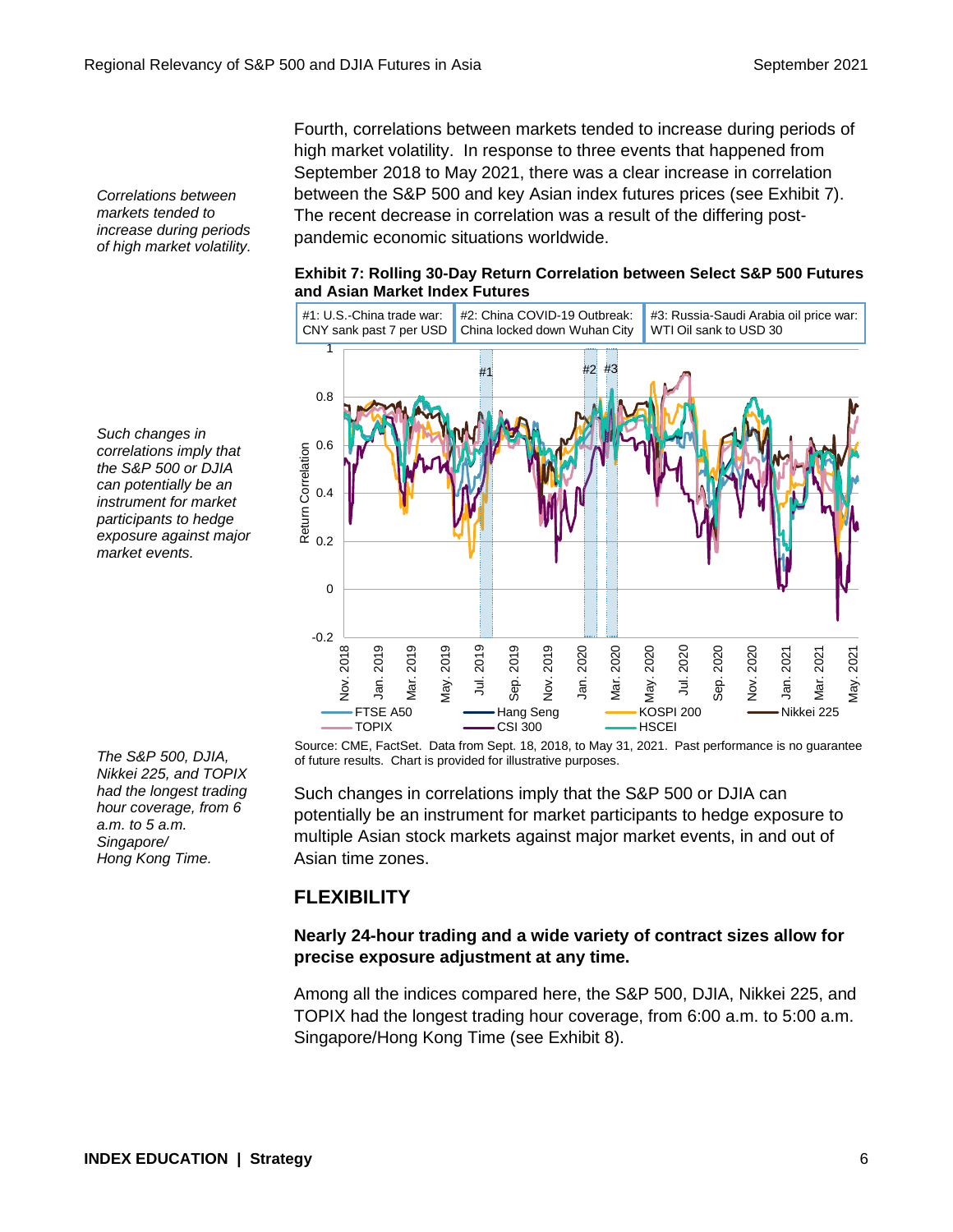*Correlations between markets tended to increase during periods of high market volatility.*

Fourth, correlations between markets tended to increase during periods of high market volatility. In response to three events that happened from September 2018 to May 2021, there was a clear increase in correlation between the S&P 500 and key Asian index futures prices (see Exhibit 7). The recent decrease in correlation was a result of the differing post-pandemic economic situations worldwide.

**Exhibit 7: Rolling 30-Day Return Correlation between Select S&P 500 Futures and Asian Market Index Futures**

Source: CME, FactSet. Data from Sept. 18, 2018, to May 31, 2021. Past performance is no guarantee of future results. Chart is provided for illustrative purposes.

*Such changes in correlations imply that the S&P 500 or DJIA can potentially be an instrument for market participants to hedge exposure against major market events.*

Such changes in correlations imply that the S&P 500 or DJIA can potentially be an instrument for market participants to hedge exposure to multiple Asian stock markets against major market events, in and out of Asian time zones.

## FLEXIBILITY

**Nearly 24-hour trading and a wide variety of contract sizes allow for precise exposure adjustment at any time.**

*The S&P 500, DJIA, Nikkei 225, and TOPIX had the longest trading hour coverage, from 6 a.m. to 5 a.m. Singapore/ Hong Kong Time.*

Among all the indices compared here, the S&P 500, DJIA, Nikkei 225, and TOPIX had the longest trading hour coverage, from 6:00 a.m. to 5:00 a.m. Singapore/Hong Kong Time (see Exhibit 8).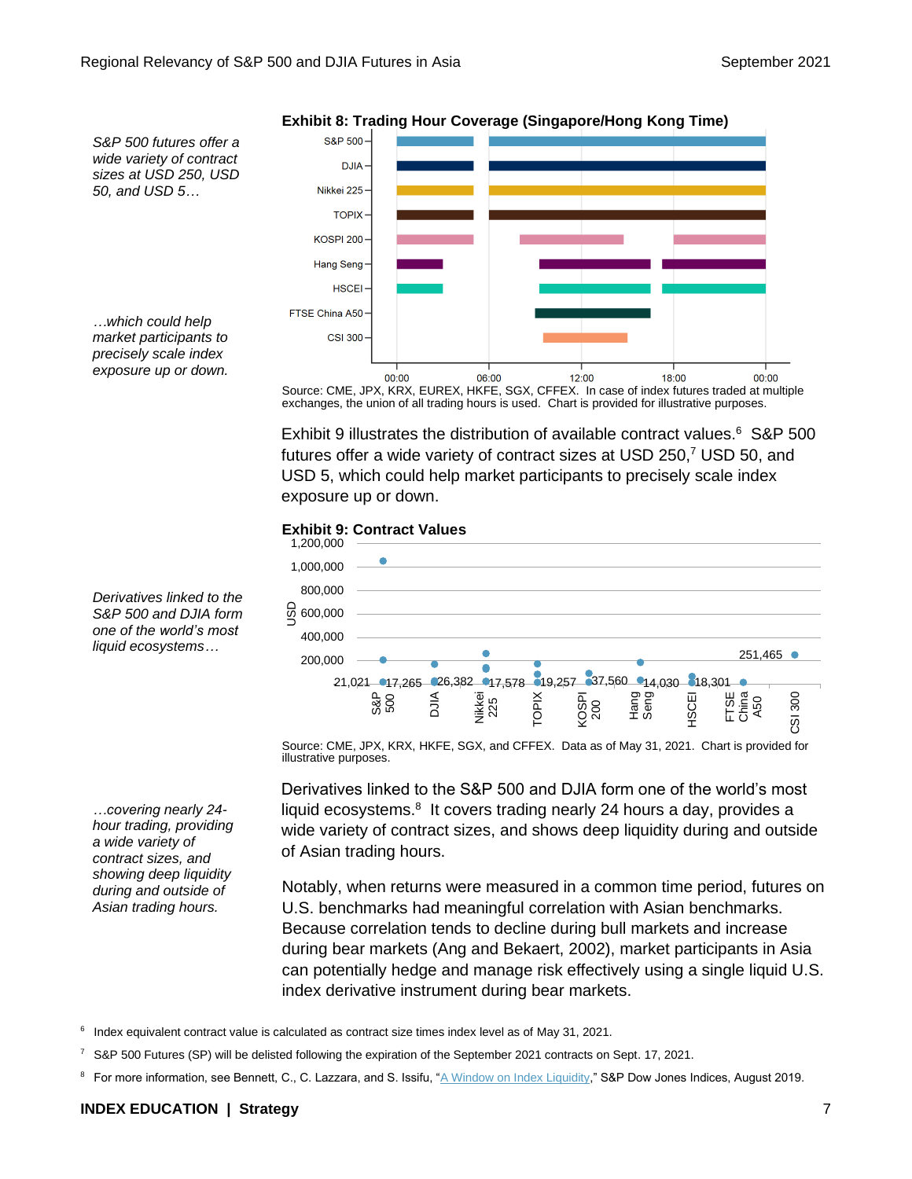*S&P 500 futures offer a wide variety of contract sizes at USD 250, USD 50, and USD 5…*

*…which could help market participants to precisely scale index exposure up or down.*

**Exhibit 8: Trading Hour Coverage (Singapore/Hong Kong Time)**

Source: CME, JPX, KRX, EUREX, HKFE, SGX, CFFEX. In case of index futures traded at multiple exchanges, the union of all trading hours is used. Chart is provided for illustrative purposes.

Exhibit 9 illustrates the distribution of available contract values.[6] S&P 500 futures offer a wide variety of contract sizes at USD 250,[7] USD 50, and USD 5, which could help market participants to precisely scale index exposure up or down.

**Exhibit 9: Contract Values**

Source: CME, JPX, KRX, HKFE, SGX, and CFFEX. Data as of May 31, 2021. Chart is provided for illustrative purposes.

*Derivatives linked to the S&P 500 and DJIA form one of the world's most liquid ecosystems…*

*…covering nearly 24-hour trading, providing a wide variety of contract sizes, and showing deep liquidity during and outside of Asian trading hours.*

Derivatives linked to the S&P 500 and DJIA form one of the world's most liquid ecosystems.[8] It covers trading nearly 24 hours a day, provides a wide variety of contract sizes, and shows deep liquidity during and outside of Asian trading hours.

Notably, when returns were measured in a common time period, futures on U.S. benchmarks had meaningful correlation with Asian benchmarks. Because correlation tends to decline during bull markets and increase during bear markets (Ang and Bekaert, 2002), market participants in Asia can potentially hedge and manage risk effectively using a single liquid U.S. index derivative instrument during bear markets.

[6] Index equivalent contract value is calculated as contract size times index level as of May 31, 2021.

[7] S&P 500 Futures (SP) will be delisted following the expiration of the September 2021 contracts on Sept. 17, 2021.

[8] For more information, see Bennett, C., C. Lazzara, and S. Issifu, "A Window on Index Liquidity," S&P Dow Jones Indices, August 2019.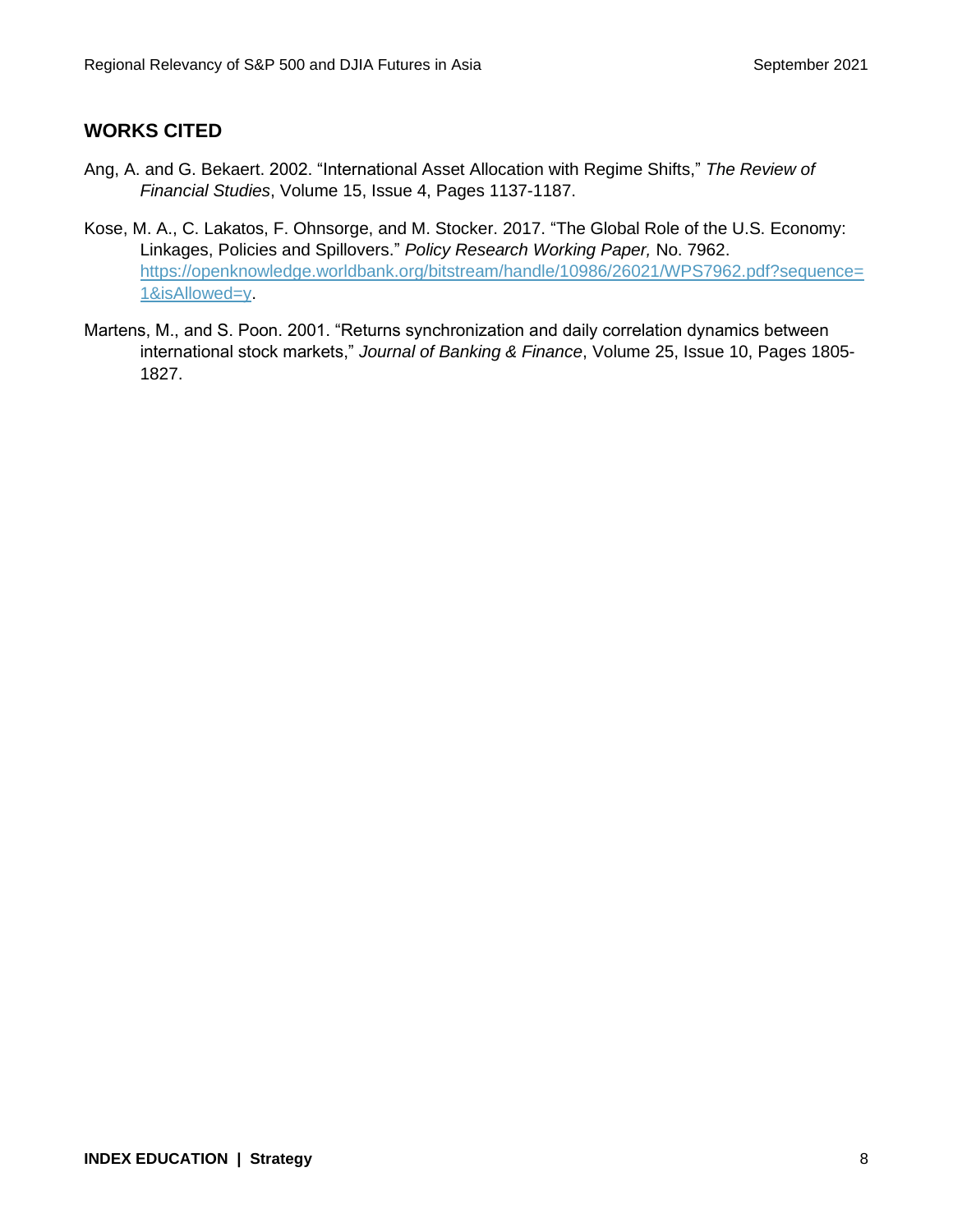## WORKS CITED

Ang, A. and G. Bekaert. 2002. "International Asset Allocation with Regime Shifts," *The Review of Financial Studies*, Volume 15, Issue 4, Pages 1137-1187.

Kose, M. A., C. Lakatos, F. Ohnsorge, and M. Stocker. 2017. "The Global Role of the U.S. Economy: Linkages, Policies and Spillovers." *Policy Research Working Paper,* No. 7962. [https://openknowledge.worldbank.org/bitstream/handle/10986/26021/WPS7962.pdf?sequence=1&isAllowed=y](https://openknowledge.worldbank.org/bitstream/handle/10986/26021/WPS7962.pdf?sequence=1&isAllowed=y).

Martens, M., and S. Poon. 2001. "Returns synchronization and daily correlation dynamics between international stock markets," *Journal of Banking & Finance*, Volume 25, Issue 10, Pages 1805-1827.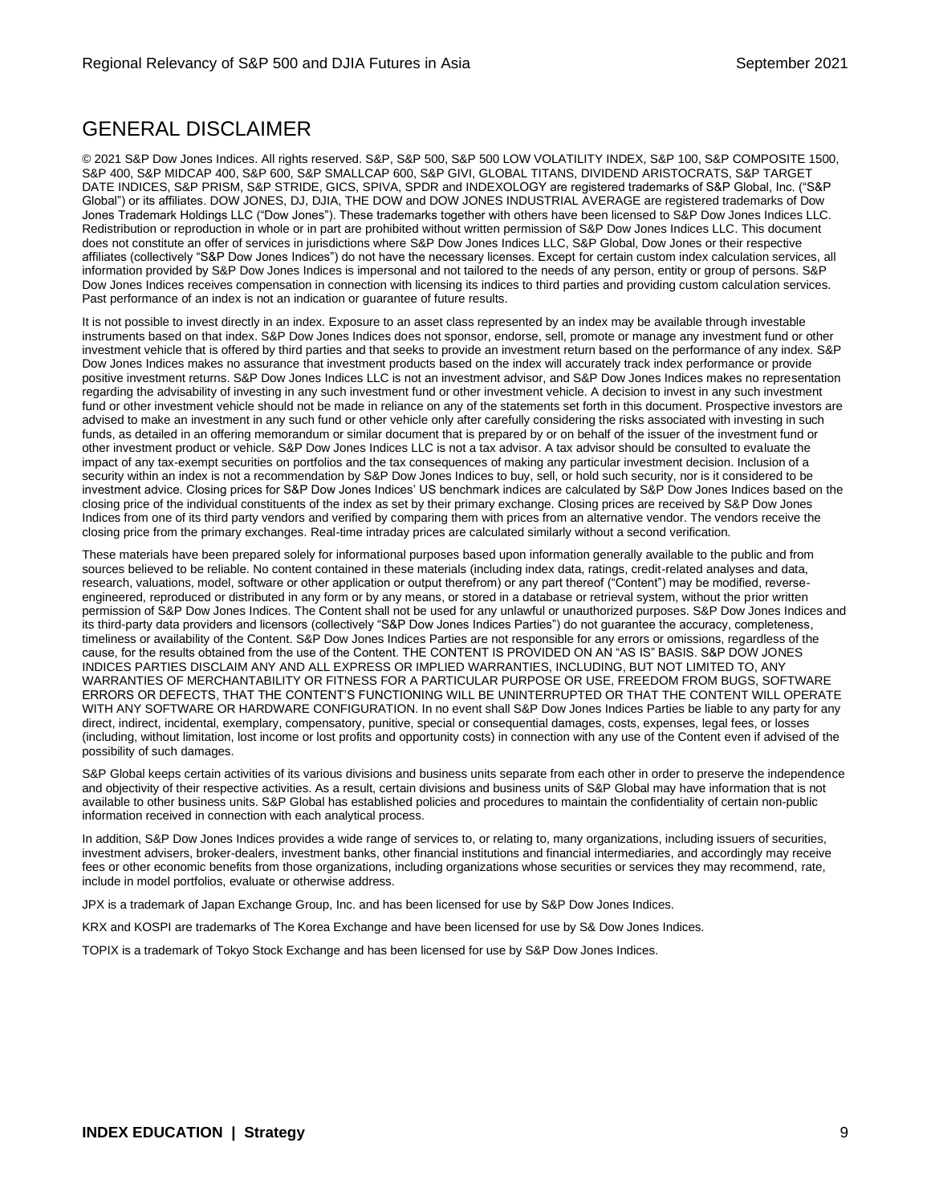## GENERAL DISCLAIMER

© 2021 S&P Dow Jones Indices. All rights reserved. S&P, S&P 500, S&P 500 LOW VOLATILITY INDEX, S&P 100, S&P COMPOSITE 1500, S&P 400, S&P MIDCAP 400, S&P 600, S&P SMALLCAP 600, S&P GIVI, GLOBAL TITANS, DIVIDEND ARISTOCRATS, S&P TARGET DATE INDICES, S&P PRISM, S&P STRIDE, GICS, SPIVA, SPDR and INDEXOLOGY are registered trademarks of S&P Global, Inc. ("S&P Global") or its affiliates. DOW JONES, DJ, DJIA, THE DOW and DOW JONES INDUSTRIAL AVERAGE are registered trademarks of Dow Jones Trademark Holdings LLC ("Dow Jones"). These trademarks together with others have been licensed to S&P Dow Jones Indices LLC. Redistribution or reproduction in whole or in part are prohibited without written permission of S&P Dow Jones Indices LLC. This document does not constitute an offer of services in jurisdictions where S&P Dow Jones Indices LLC, S&P Global, Dow Jones or their respective affiliates (collectively "S&P Dow Jones Indices") do not have the necessary licenses. Except for certain custom index calculation services, all information provided by S&P Dow Jones Indices is impersonal and not tailored to the needs of any person, entity or group of persons. S&P Dow Jones Indices receives compensation in connection with licensing its indices to third parties and providing custom calculation services. Past performance of an index is not an indication or guarantee of future results.

It is not possible to invest directly in an index. Exposure to an asset class represented by an index may be available through investable instruments based on that index. S&P Dow Jones Indices does not sponsor, endorse, sell, promote or manage any investment fund or other investment vehicle that is offered by third parties and that seeks to provide an investment return based on the performance of any index. S&P Dow Jones Indices makes no assurance that investment products based on the index will accurately track index performance or provide positive investment returns. S&P Dow Jones Indices LLC is not an investment advisor, and S&P Dow Jones Indices makes no representation regarding the advisability of investing in any such investment fund or other investment vehicle. A decision to invest in any such investment fund or other investment vehicle should not be made in reliance on any of the statements set forth in this document. Prospective investors are advised to make an investment in any such fund or other vehicle only after carefully considering the risks associated with investing in such funds, as detailed in an offering memorandum or similar document that is prepared by or on behalf of the issuer of the investment fund or other investment product or vehicle. S&P Dow Jones Indices LLC is not a tax advisor. A tax advisor should be consulted to evaluate the impact of any tax-exempt securities on portfolios and the tax consequences of making any particular investment decision. Inclusion of a security within an index is not a recommendation by S&P Dow Jones Indices to buy, sell, or hold such security, nor is it considered to be investment advice. Closing prices for S&P Dow Jones Indices' US benchmark indices are calculated by S&P Dow Jones Indices based on the closing price of the individual constituents of the index as set by their primary exchange. Closing prices are received by S&P Dow Jones Indices from one of its third party vendors and verified by comparing them with prices from an alternative vendor. The vendors receive the closing price from the primary exchanges. Real-time intraday prices are calculated similarly without a second verification.

These materials have been prepared solely for informational purposes based upon information generally available to the public and from sources believed to be reliable. No content contained in these materials (including index data, ratings, credit-related analyses and data, research, valuations, model, software or other application or output therefrom) or any part thereof ("Content") may be modified, reverse-engineered, reproduced or distributed in any form or by any means, or stored in a database or retrieval system, without the prior written permission of S&P Dow Jones Indices. The Content shall not be used for any unlawful or unauthorized purposes. S&P Dow Jones Indices and its third-party data providers and licensors (collectively "S&P Dow Jones Indices Parties") do not guarantee the accuracy, completeness, timeliness or availability of the Content. S&P Dow Jones Indices Parties are not responsible for any errors or omissions, regardless of the cause, for the results obtained from the use of the Content. THE CONTENT IS PROVIDED ON AN "AS IS" BASIS. S&P DOW JONES INDICES PARTIES DISCLAIM ANY AND ALL EXPRESS OR IMPLIED WARRANTIES, INCLUDING, BUT NOT LIMITED TO, ANY WARRANTIES OF MERCHANTABILITY OR FITNESS FOR A PARTICULAR PURPOSE OR USE, FREEDOM FROM BUGS, SOFTWARE ERRORS OR DEFECTS, THAT THE CONTENT'S FUNCTIONING WILL BE UNINTERRUPTED OR THAT THE CONTENT WILL OPERATE WITH ANY SOFTWARE OR HARDWARE CONFIGURATION. In no event shall S&P Dow Jones Indices Parties be liable to any party for any direct, indirect, incidental, exemplary, compensatory, punitive, special or consequential damages, costs, expenses, legal fees, or losses (including, without limitation, lost income or lost profits and opportunity costs) in connection with any use of the Content even if advised of the possibility of such damages.

S&P Global keeps certain activities of its various divisions and business units separate from each other in order to preserve the independence and objectivity of their respective activities. As a result, certain divisions and business units of S&P Global may have information that is not available to other business units. S&P Global has established policies and procedures to maintain the confidentiality of certain non-public information received in connection with each analytical process.

In addition, S&P Dow Jones Indices provides a wide range of services to, or relating to, many organizations, including issuers of securities, investment advisers, broker-dealers, investment banks, other financial institutions and financial intermediaries, and accordingly may receive fees or other economic benefits from those organizations, including organizations whose securities or services they may recommend, rate, include in model portfolios, evaluate or otherwise address.

JPX is a trademark of Japan Exchange Group, Inc. and has been licensed for use by S&P Dow Jones Indices.

KRX and KOSPI are trademarks of The Korea Exchange and have been licensed for use by S& Dow Jones Indices.

TOPIX is a trademark of Tokyo Stock Exchange and has been licensed for use by S&P Dow Jones Indices.